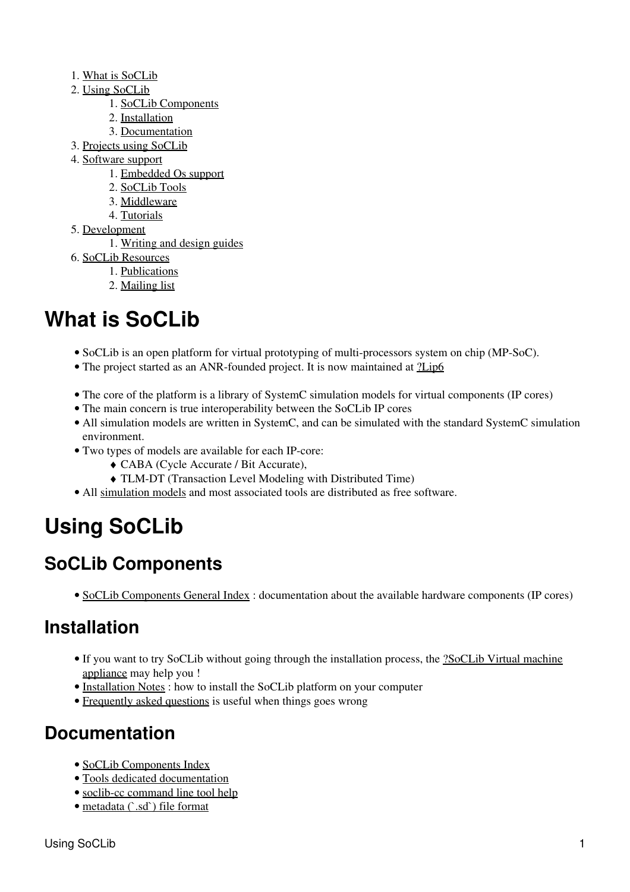1. What is SoCLib
2. Using SoCLib
    1. SoCLib Components
    2. Installation
    3. Documentation
3. Projects using SoCLib
4. Software support
    1. Embedded Os support
    2. SoCLib Tools
    3. Middleware
    4. Tutorials
5. Development
    1. Writing and design guides
6. SoCLib Resources
    1. Publications
    2. Mailing list

# What is SoCLib

- SoCLib is an open platform for virtual prototyping of multi-processors system on chip (MP-SoC).
- The project started as an ANR-founded project. It is now maintained at ?Lip6

- The core of the platform is a library of SystemC simulation models for virtual components (IP cores)
- The main concern is true interoperability between the SoCLib IP cores
- All simulation models are written in SystemC, and can be simulated with the standard SystemC simulation environment.
- Two types of models are available for each IP-core:
    - CABA (Cycle Accurate / Bit Accurate),
    - TLM-DT (Transaction Level Modeling with Distributed Time)
- All simulation models and most associated tools are distributed as free software.

# Using SoCLib

## SoCLib Components

- SoCLib Components General Index : documentation about the available hardware components (IP cores)

## Installation

- If you want to try SoCLib without going through the installation process, the ?SoCLib Virtual machine appliance may help you !
- Installation Notes : how to install the SoCLib platform on your computer
- Frequently asked questions is useful when things goes wrong

## Documentation

- SoCLib Components Index
- Tools dedicated documentation
- soclib-cc command line tool help
- metadata (`.sd`) file format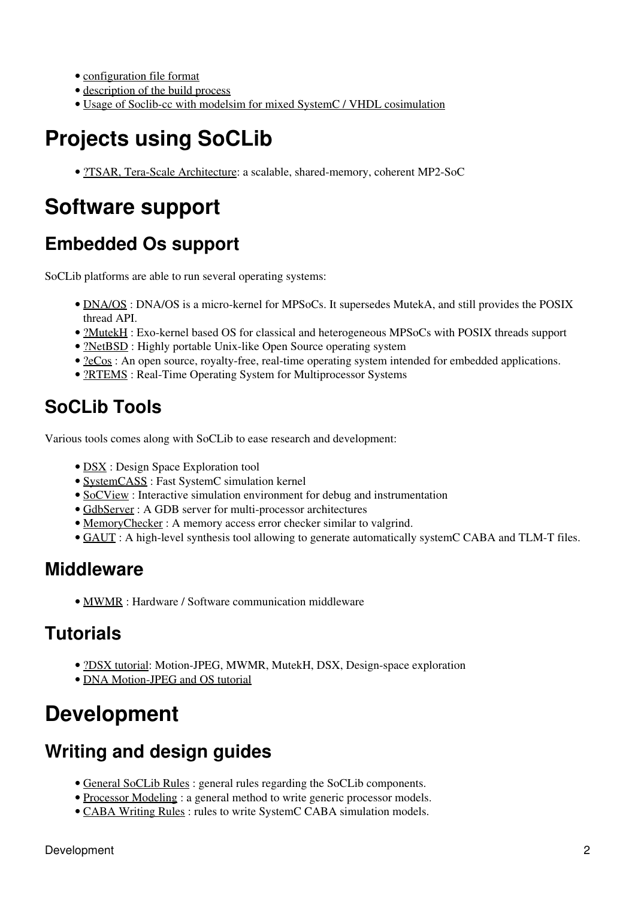- configuration file format
- description of the build process
- Usage of Soclib-cc with modelsim for mixed SystemC / VHDL cosimulation

# Projects using SoCLib

- ?TSAR, Tera-Scale Architecture: a scalable, shared-memory, coherent MP2-SoC

# Software support

## Embedded Os support

SoCLib platforms are able to run several operating systems:

- DNA/OS : DNA/OS is a micro-kernel for MPSoCs. It supersedes MutekA, and still provides the POSIX thread API.
- ?MutekH : Exo-kernel based OS for classical and heterogeneous MPSoCs with POSIX threads support
- ?NetBSD : Highly portable Unix-like Open Source operating system
- ?eCos : An open source, royalty-free, real-time operating system intended for embedded applications.
- ?RTEMS : Real-Time Operating System for Multiprocessor Systems

## SoCLib Tools

Various tools comes along with SoCLib to ease research and development:

- DSX : Design Space Exploration tool
- SystemCASS : Fast SystemC simulation kernel
- SoCView : Interactive simulation environment for debug and instrumentation
- GdbServer : A GDB server for multi-processor architectures
- MemoryChecker : A memory access error checker similar to valgrind.
- GAUT : A high-level synthesis tool allowing to generate automatically systemC CABA and TLM-T files.

## Middleware

- MWMR : Hardware / Software communication middleware

## Tutorials

- ?DSX tutorial: Motion-JPEG, MWMR, MutekH, DSX, Design-space exploration
- DNA Motion-JPEG and OS tutorial

# Development

## Writing and design guides

- General SoCLib Rules : general rules regarding the SoCLib components.
- Processor Modeling : a general method to write generic processor models.
- CABA Writing Rules : rules to write SystemC CABA simulation models.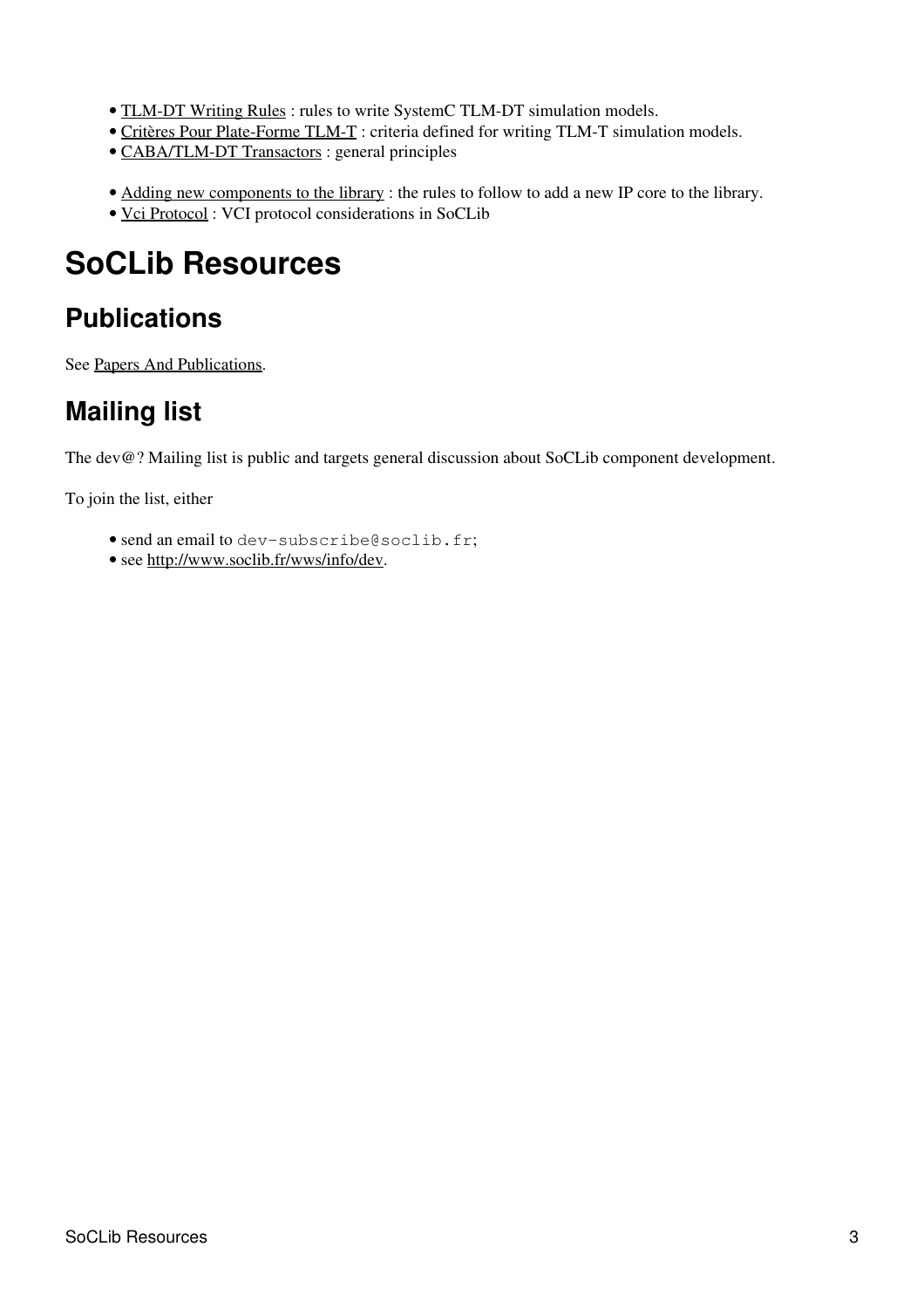- TLM-DT Writing Rules : rules to write SystemC TLM-DT simulation models.
- Critères Pour Plate-Forme TLM-T : criteria defined for writing TLM-T simulation models.
- CABA/TLM-DT Transactors : general principles

- Adding new components to the library : the rules to follow to add a new IP core to the library.
- Vci Protocol : VCI protocol considerations in SoCLib

# SoCLib Resources

## Publications

See Papers And Publications.

## Mailing list

The dev@? Mailing list is public and targets general discussion about SoCLib component development.

To join the list, either

- send an email to `dev-subscribe@soclib.fr`;
- see http://www.soclib.fr/wws/info/dev.